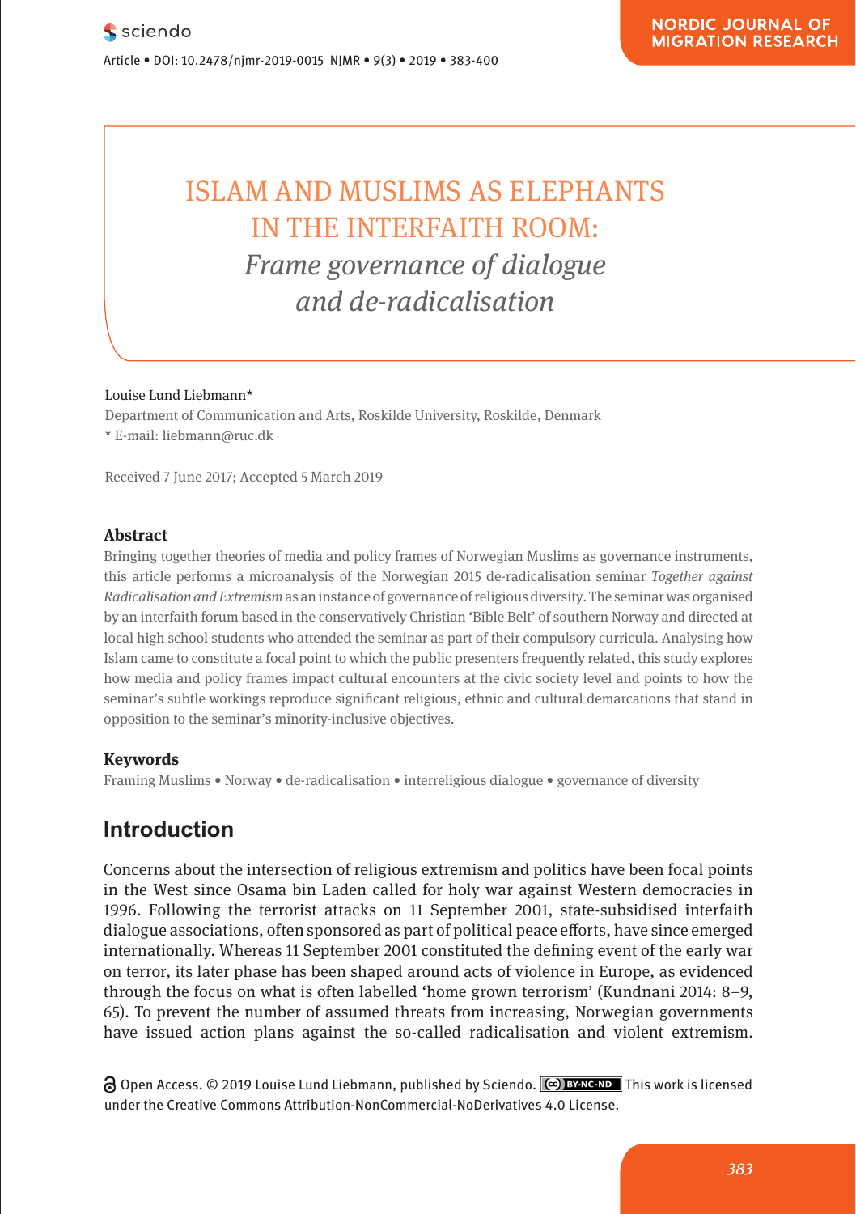# ISLAM AND MUSLIMS AS ELEPHANTS IN THE INTERFAITH ROOM:

## *Frame governance of dialogue and de-radicalisation*

Louise Lund Liebmann*

Department of Communication and Arts, Roskilde University, Roskilde, Denmark

* E-mail: liebmann@ruc.dk

Received 7 June 2017; Accepted 5 March 2019

### Abstract

Bringing together theories of media and policy frames of Norwegian Muslims as governance instruments, this article performs a microanalysis of the Norwegian 2015 de-radicalisation seminar *Together against Radicalisation and Extremism* as an instance of governance of religious diversity. The seminar was organised by an interfaith forum based in the conservatively Christian 'Bible Belt' of southern Norway and directed at local high school students who attended the seminar as part of their compulsory curricula. Analysing how Islam came to constitute a focal point to which the public presenters frequently related, this study explores how media and policy frames impact cultural encounters at the civic society level and points to how the seminar's subtle workings reproduce significant religious, ethnic and cultural demarcations that stand in opposition to the seminar's minority-inclusive objectives.

### Keywords

Framing Muslims • Norway • de-radicalisation • interreligious dialogue • governance of diversity

## Introduction

Concerns about the intersection of religious extremism and politics have been focal points in the West since Osama bin Laden called for holy war against Western democracies in 1996. Following the terrorist attacks on 11 September 2001, state-subsidised interfaith dialogue associations, often sponsored as part of political peace efforts, have since emerged internationally. Whereas 11 September 2001 constituted the defining event of the early war on terror, its later phase has been shaped around acts of violence in Europe, as evidenced through the focus on what is often labelled 'home grown terrorism' (Kundnani 2014: 8–9, 65). To prevent the number of assumed threats from increasing, Norwegian governments have issued action plans against the so-called radicalisation and violent extremism.

Open Access. © 2019 Louise Lund Liebmann, published by Sciendo. This work is licensed under the Creative Commons Attribution-NonCommercial-NoDerivatives 4.0 License.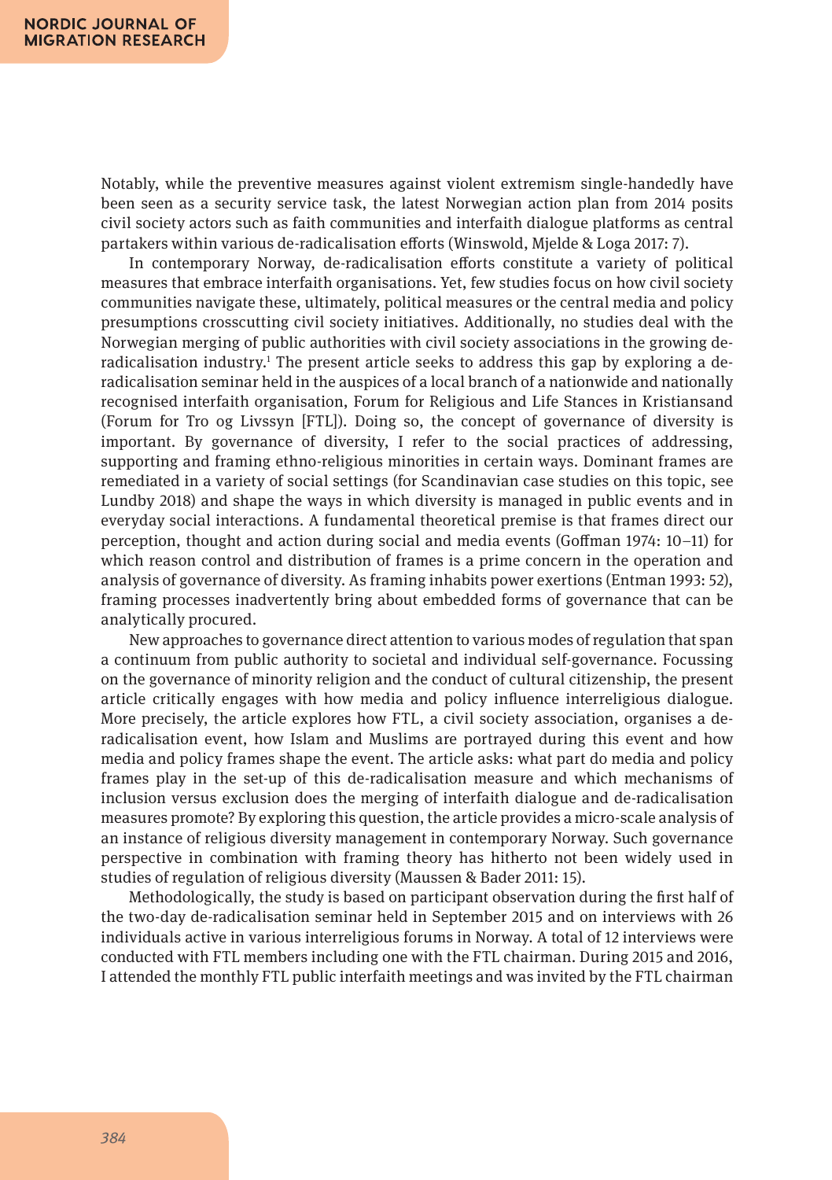Notably, while the preventive measures against violent extremism single-handedly have been seen as a security service task, the latest Norwegian action plan from 2014 posits civil society actors such as faith communities and interfaith dialogue platforms as central partakers within various de-radicalisation efforts (Winswold, Mjelde & Loga 2017: 7).

In contemporary Norway, de-radicalisation efforts constitute a variety of political measures that embrace interfaith organisations. Yet, few studies focus on how civil society communities navigate these, ultimately, political measures or the central media and policy presumptions crosscutting civil society initiatives. Additionally, no studies deal with the Norwegian merging of public authorities with civil society associations in the growing de-radicalisation industry.[1] The present article seeks to address this gap by exploring a de-radicalisation seminar held in the auspices of a local branch of a nationwide and nationally recognised interfaith organisation, Forum for Religious and Life Stances in Kristiansand (Forum for Tro og Livssyn [FTL]). Doing so, the concept of governance of diversity is important. By governance of diversity, I refer to the social practices of addressing, supporting and framing ethno-religious minorities in certain ways. Dominant frames are remediated in a variety of social settings (for Scandinavian case studies on this topic, see Lundby 2018) and shape the ways in which diversity is managed in public events and in everyday social interactions. A fundamental theoretical premise is that frames direct our perception, thought and action during social and media events (Goffman 1974: 10–11) for which reason control and distribution of frames is a prime concern in the operation and analysis of governance of diversity. As framing inhabits power exertions (Entman 1993: 52), framing processes inadvertently bring about embedded forms of governance that can be analytically procured.

New approaches to governance direct attention to various modes of regulation that span a continuum from public authority to societal and individual self-governance. Focussing on the governance of minority religion and the conduct of cultural citizenship, the present article critically engages with how media and policy influence interreligious dialogue. More precisely, the article explores how FTL, a civil society association, organises a de-radicalisation event, how Islam and Muslims are portrayed during this event and how media and policy frames shape the event. The article asks: what part do media and policy frames play in the set-up of this de-radicalisation measure and which mechanisms of inclusion versus exclusion does the merging of interfaith dialogue and de-radicalisation measures promote? By exploring this question, the article provides a micro-scale analysis of an instance of religious diversity management in contemporary Norway. Such governance perspective in combination with framing theory has hitherto not been widely used in studies of regulation of religious diversity (Maussen & Bader 2011: 15).

Methodologically, the study is based on participant observation during the first half of the two-day de-radicalisation seminar held in September 2015 and on interviews with 26 individuals active in various interreligious forums in Norway. A total of 12 interviews were conducted with FTL members including one with the FTL chairman. During 2015 and 2016, I attended the monthly FTL public interfaith meetings and was invited by the FTL chairman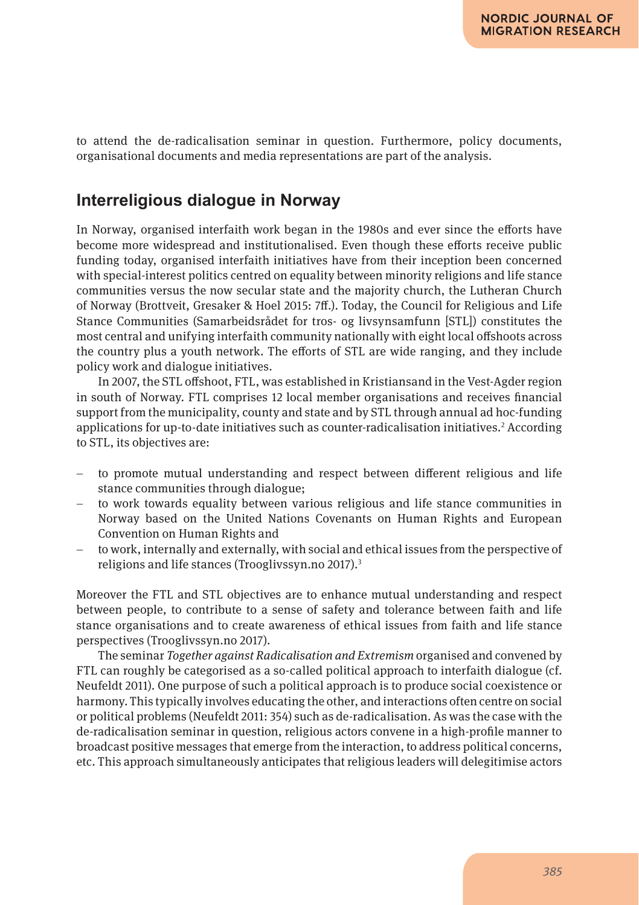to attend the de-radicalisation seminar in question. Furthermore, policy documents, organisational documents and media representations are part of the analysis.

## Interreligious dialogue in Norway

In Norway, organised interfaith work began in the 1980s and ever since the efforts have become more widespread and institutionalised. Even though these efforts receive public funding today, organised interfaith initiatives have from their inception been concerned with special-interest politics centred on equality between minority religions and life stance communities versus the now secular state and the majority church, the Lutheran Church of Norway (Brottveit, Gresaker & Hoel 2015: 7ff.). Today, the Council for Religious and Life Stance Communities (Samarbeidsrådet for tros- og livsynsamfunn [STL]) constitutes the most central and unifying interfaith community nationally with eight local offshoots across the country plus a youth network. The efforts of STL are wide ranging, and they include policy work and dialogue initiatives.

In 2007, the STL offshoot, FTL, was established in Kristiansand in the Vest-Agder region in south of Norway. FTL comprises 12 local member organisations and receives financial support from the municipality, county and state and by STL through annual ad hoc-funding applications for up-to-date initiatives such as counter-radicalisation initiatives.[2] According to STL, its objectives are:

- to promote mutual understanding and respect between different religious and life stance communities through dialogue;
- to work towards equality between various religious and life stance communities in Norway based on the United Nations Covenants on Human Rights and European Convention on Human Rights and
- to work, internally and externally, with social and ethical issues from the perspective of religions and life stances (Trooglivssyn.no 2017).[3]

Moreover the FTL and STL objectives are to enhance mutual understanding and respect between people, to contribute to a sense of safety and tolerance between faith and life stance organisations and to create awareness of ethical issues from faith and life stance perspectives (Trooglivssyn.no 2017).

The seminar *Together against Radicalisation and Extremism* organised and convened by FTL can roughly be categorised as a so-called political approach to interfaith dialogue (cf. Neufeldt 2011). One purpose of such a political approach is to produce social coexistence or harmony. This typically involves educating the other, and interactions often centre on social or political problems (Neufeldt 2011: 354) such as de-radicalisation. As was the case with the de-radicalisation seminar in question, religious actors convene in a high-profile manner to broadcast positive messages that emerge from the interaction, to address political concerns, etc. This approach simultaneously anticipates that religious leaders will delegitimise actors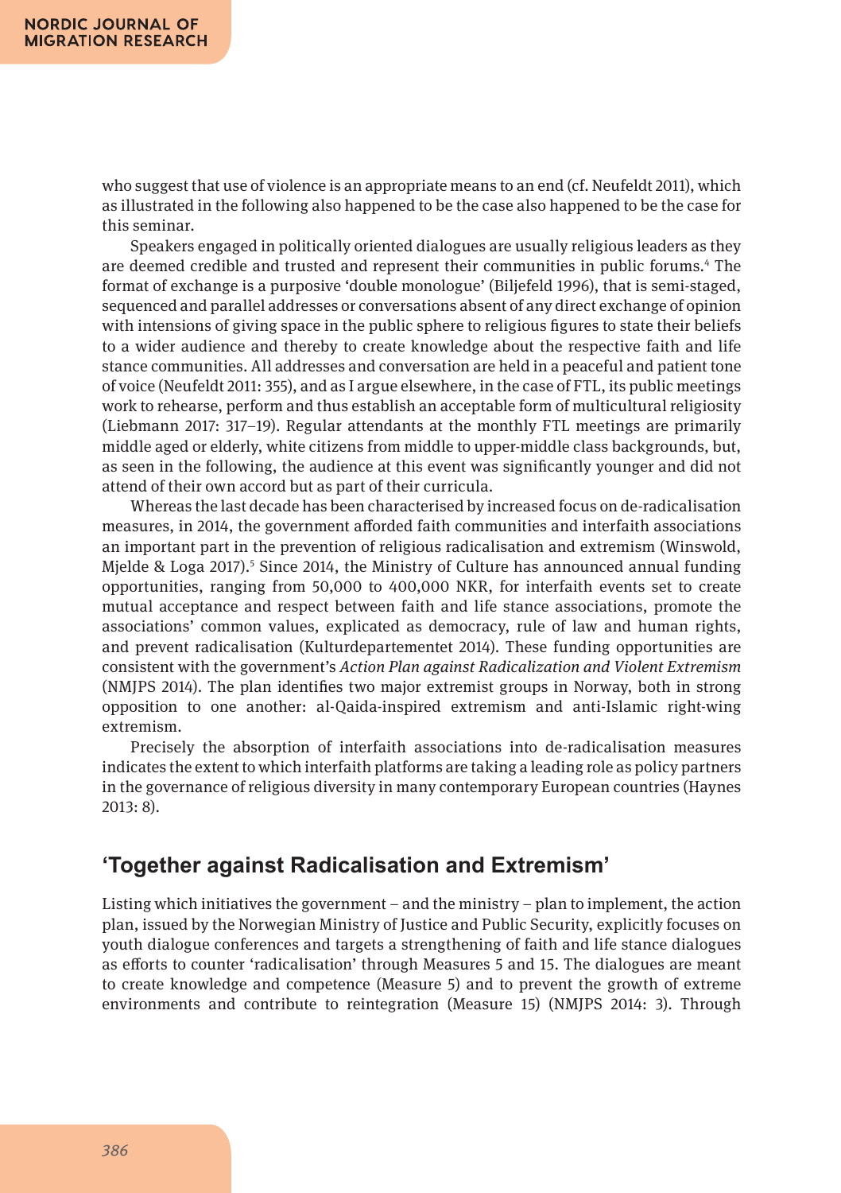who suggest that use of violence is an appropriate means to an end (cf. Neufeldt 2011), which as illustrated in the following also happened to be the case also happened to be the case for this seminar.

Speakers engaged in politically oriented dialogues are usually religious leaders as they are deemed credible and trusted and represent their communities in public forums.[4] The format of exchange is a purposive 'double monologue' (Biljefeld 1996), that is semi-staged, sequenced and parallel addresses or conversations absent of any direct exchange of opinion with intensions of giving space in the public sphere to religious figures to state their beliefs to a wider audience and thereby to create knowledge about the respective faith and life stance communities. All addresses and conversation are held in a peaceful and patient tone of voice (Neufeldt 2011: 355), and as I argue elsewhere, in the case of FTL, its public meetings work to rehearse, perform and thus establish an acceptable form of multicultural religiosity (Liebmann 2017: 317–19). Regular attendants at the monthly FTL meetings are primarily middle aged or elderly, white citizens from middle to upper-middle class backgrounds, but, as seen in the following, the audience at this event was significantly younger and did not attend of their own accord but as part of their curricula.

Whereas the last decade has been characterised by increased focus on de-radicalisation measures, in 2014, the government afforded faith communities and interfaith associations an important part in the prevention of religious radicalisation and extremism (Winswold, Mjelde & Loga 2017).[5] Since 2014, the Ministry of Culture has announced annual funding opportunities, ranging from 50,000 to 400,000 NKR, for interfaith events set to create mutual acceptance and respect between faith and life stance associations, promote the associations' common values, explicated as democracy, rule of law and human rights, and prevent radicalisation (Kulturdepartementet 2014). These funding opportunities are consistent with the government's *Action Plan against Radicalization and Violent Extremism* (NMJPS 2014). The plan identifies two major extremist groups in Norway, both in strong opposition to one another: al-Qaida-inspired extremism and anti-Islamic right-wing extremism.

Precisely the absorption of interfaith associations into de-radicalisation measures indicates the extent to which interfaith platforms are taking a leading role as policy partners in the governance of religious diversity in many contemporary European countries (Haynes 2013: 8).

## 'Together against Radicalisation and Extremism'

Listing which initiatives the government – and the ministry – plan to implement, the action plan, issued by the Norwegian Ministry of Justice and Public Security, explicitly focuses on youth dialogue conferences and targets a strengthening of faith and life stance dialogues as efforts to counter 'radicalisation' through Measures 5 and 15. The dialogues are meant to create knowledge and competence (Measure 5) and to prevent the growth of extreme environments and contribute to reintegration (Measure 15) (NMJPS 2014: 3). Through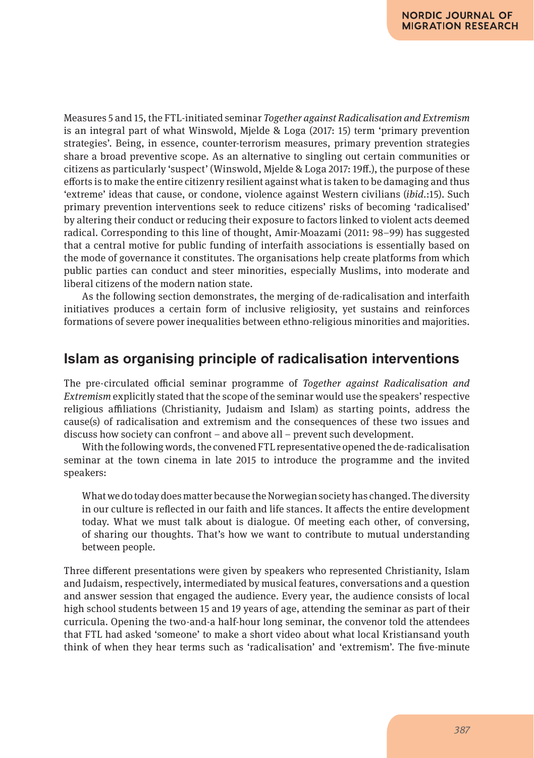Measures 5 and 15, the FTL-initiated seminar *Together against Radicalisation and Extremism* is an integral part of what Winswold, Mjelde & Loga (2017: 15) term 'primary prevention strategies'. Being, in essence, counter-terrorism measures, primary prevention strategies share a broad preventive scope. As an alternative to singling out certain communities or citizens as particularly 'suspect' (Winswold, Mjelde & Loga 2017: 19ff.), the purpose of these efforts is to make the entire citizenry resilient against what is taken to be damaging and thus 'extreme' ideas that cause, or condone, violence against Western civilians (*ibid.*:15). Such primary prevention interventions seek to reduce citizens' risks of becoming 'radicalised' by altering their conduct or reducing their exposure to factors linked to violent acts deemed radical. Corresponding to this line of thought, Amir-Moazami (2011: 98–99) has suggested that a central motive for public funding of interfaith associations is essentially based on the mode of governance it constitutes. The organisations help create platforms from which public parties can conduct and steer minorities, especially Muslims, into moderate and liberal citizens of the modern nation state.

As the following section demonstrates, the merging of de-radicalisation and interfaith initiatives produces a certain form of inclusive religiosity, yet sustains and reinforces formations of severe power inequalities between ethno-religious minorities and majorities.

## Islam as organising principle of radicalisation interventions

The pre-circulated official seminar programme of *Together against Radicalisation and Extremism* explicitly stated that the scope of the seminar would use the speakers' respective religious affiliations (Christianity, Judaism and Islam) as starting points, address the cause(s) of radicalisation and extremism and the consequences of these two issues and discuss how society can confront – and above all – prevent such development.

With the following words, the convened FTL representative opened the de-radicalisation seminar at the town cinema in late 2015 to introduce the programme and the invited speakers:

> What we do today does matter because the Norwegian society has changed. The diversity in our culture is reflected in our faith and life stances. It affects the entire development today. What we must talk about is dialogue. Of meeting each other, of conversing, of sharing our thoughts. That's how we want to contribute to mutual understanding between people.

Three different presentations were given by speakers who represented Christianity, Islam and Judaism, respectively, intermediated by musical features, conversations and a question and answer session that engaged the audience. Every year, the audience consists of local high school students between 15 and 19 years of age, attending the seminar as part of their curricula. Opening the two-and-a half-hour long seminar, the convenor told the attendees that FTL had asked 'someone' to make a short video about what local Kristiansand youth think of when they hear terms such as 'radicalisation' and 'extremism'. The five-minute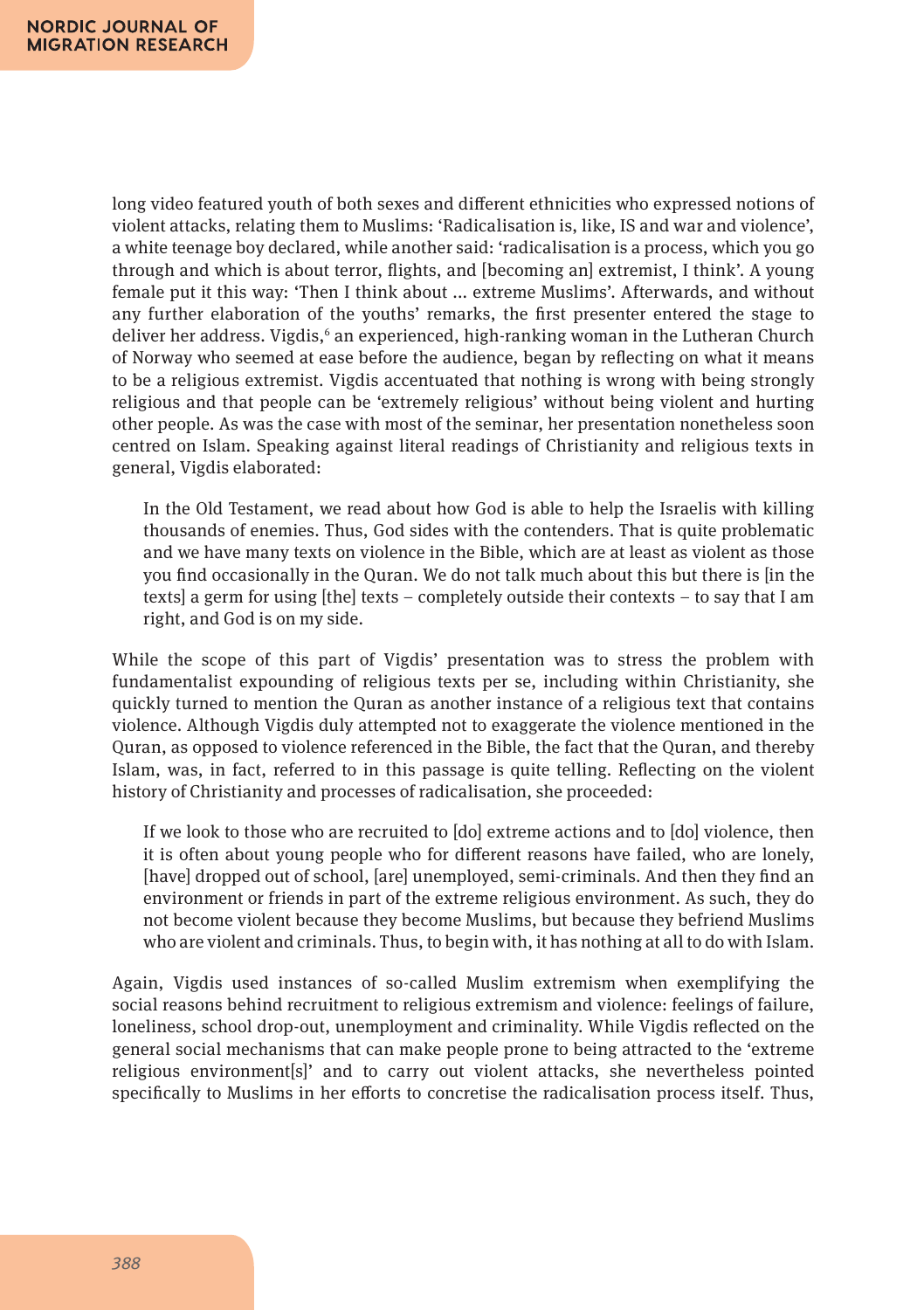long video featured youth of both sexes and different ethnicities who expressed notions of violent attacks, relating them to Muslims: 'Radicalisation is, like, IS and war and violence', a white teenage boy declared, while another said: 'radicalisation is a process, which you go through and which is about terror, flights, and [becoming an] extremist, I think'. A young female put it this way: 'Then I think about ... extreme Muslims'. Afterwards, and without any further elaboration of the youths' remarks, the first presenter entered the stage to deliver her address. Vigdis,[6] an experienced, high-ranking woman in the Lutheran Church of Norway who seemed at ease before the audience, began by reflecting on what it means to be a religious extremist. Vigdis accentuated that nothing is wrong with being strongly religious and that people can be 'extremely religious' without being violent and hurting other people. As was the case with most of the seminar, her presentation nonetheless soon centred on Islam. Speaking against literal readings of Christianity and religious texts in general, Vigdis elaborated:

> In the Old Testament, we read about how God is able to help the Israelis with killing thousands of enemies. Thus, God sides with the contenders. That is quite problematic and we have many texts on violence in the Bible, which are at least as violent as those you find occasionally in the Quran. We do not talk much about this but there is [in the texts] a germ for using [the] texts – completely outside their contexts – to say that I am right, and God is on my side.

While the scope of this part of Vigdis' presentation was to stress the problem with fundamentalist expounding of religious texts per se, including within Christianity, she quickly turned to mention the Quran as another instance of a religious text that contains violence. Although Vigdis duly attempted not to exaggerate the violence mentioned in the Quran, as opposed to violence referenced in the Bible, the fact that the Quran, and thereby Islam, was, in fact, referred to in this passage is quite telling. Reflecting on the violent history of Christianity and processes of radicalisation, she proceeded:

> If we look to those who are recruited to [do] extreme actions and to [do] violence, then it is often about young people who for different reasons have failed, who are lonely, [have] dropped out of school, [are] unemployed, semi-criminals. And then they find an environment or friends in part of the extreme religious environment. As such, they do not become violent because they become Muslims, but because they befriend Muslims who are violent and criminals. Thus, to begin with, it has nothing at all to do with Islam.

Again, Vigdis used instances of so-called Muslim extremism when exemplifying the social reasons behind recruitment to religious extremism and violence: feelings of failure, loneliness, school drop-out, unemployment and criminality. While Vigdis reflected on the general social mechanisms that can make people prone to being attracted to the 'extreme religious environment[s]' and to carry out violent attacks, she nevertheless pointed specifically to Muslims in her efforts to concretise the radicalisation process itself. Thus,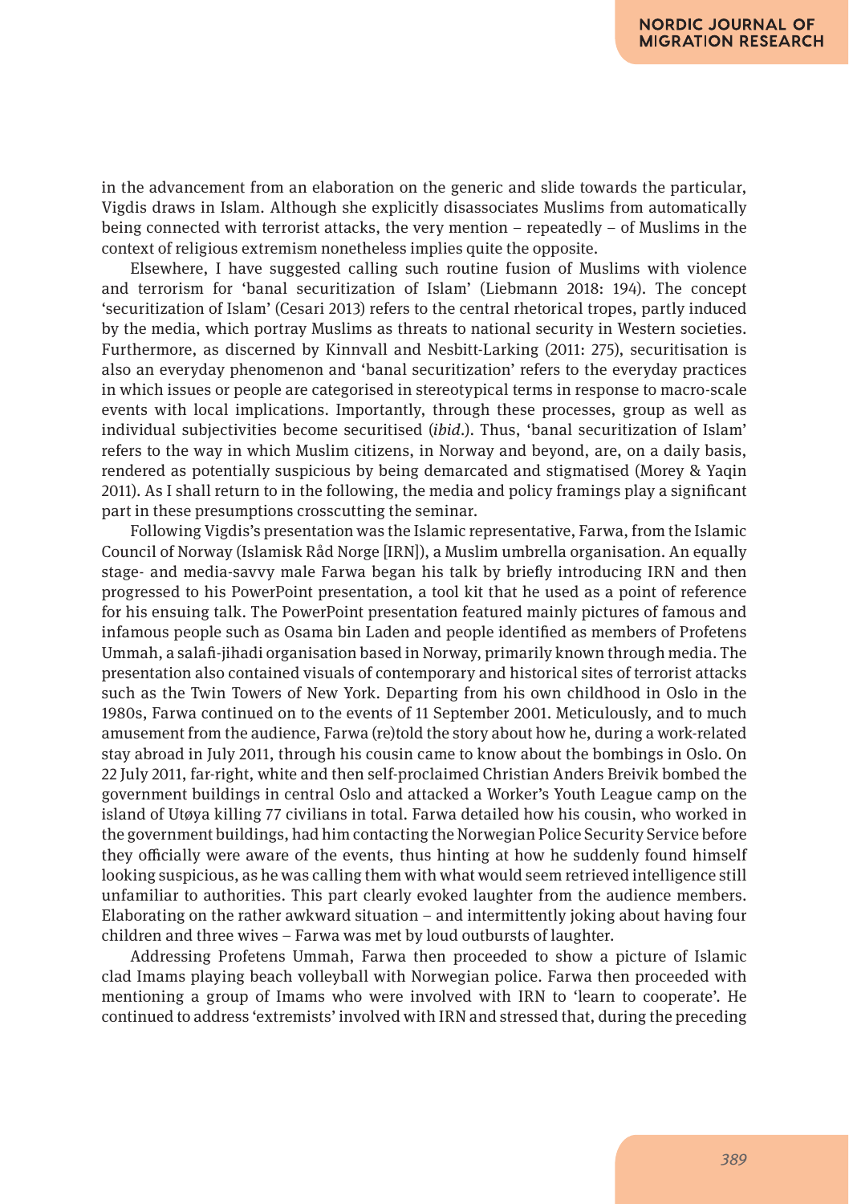in the advancement from an elaboration on the generic and slide towards the particular, Vigdis draws in Islam. Although she explicitly disassociates Muslims from automatically being connected with terrorist attacks, the very mention – repeatedly – of Muslims in the context of religious extremism nonetheless implies quite the opposite.

Elsewhere, I have suggested calling such routine fusion of Muslims with violence and terrorism for 'banal securitization of Islam' (Liebmann 2018: 194). The concept 'securitization of Islam' (Cesari 2013) refers to the central rhetorical tropes, partly induced by the media, which portray Muslims as threats to national security in Western societies. Furthermore, as discerned by Kinnvall and Nesbitt-Larking (2011: 275), securitisation is also an everyday phenomenon and 'banal securitization' refers to the everyday practices in which issues or people are categorised in stereotypical terms in response to macro-scale events with local implications. Importantly, through these processes, group as well as individual subjectivities become securitised (*ibid*.). Thus, 'banal securitization of Islam' refers to the way in which Muslim citizens, in Norway and beyond, are, on a daily basis, rendered as potentially suspicious by being demarcated and stigmatised (Morey & Yaqin 2011). As I shall return to in the following, the media and policy framings play a significant part in these presumptions crosscutting the seminar.

Following Vigdis's presentation was the Islamic representative, Farwa, from the Islamic Council of Norway (Islamisk Råd Norge [IRN]), a Muslim umbrella organisation. An equally stage- and media-savvy male Farwa began his talk by briefly introducing IRN and then progressed to his PowerPoint presentation, a tool kit that he used as a point of reference for his ensuing talk. The PowerPoint presentation featured mainly pictures of famous and infamous people such as Osama bin Laden and people identified as members of Profetens Ummah, a salafi-jihadi organisation based in Norway, primarily known through media. The presentation also contained visuals of contemporary and historical sites of terrorist attacks such as the Twin Towers of New York. Departing from his own childhood in Oslo in the 1980s, Farwa continued on to the events of 11 September 2001. Meticulously, and to much amusement from the audience, Farwa (re)told the story about how he, during a work-related stay abroad in July 2011, through his cousin came to know about the bombings in Oslo. On 22 July 2011, far-right, white and then self-proclaimed Christian Anders Breivik bombed the government buildings in central Oslo and attacked a Worker's Youth League camp on the island of Utøya killing 77 civilians in total. Farwa detailed how his cousin, who worked in the government buildings, had him contacting the Norwegian Police Security Service before they officially were aware of the events, thus hinting at how he suddenly found himself looking suspicious, as he was calling them with what would seem retrieved intelligence still unfamiliar to authorities. This part clearly evoked laughter from the audience members. Elaborating on the rather awkward situation – and intermittently joking about having four children and three wives – Farwa was met by loud outbursts of laughter.

Addressing Profetens Ummah, Farwa then proceeded to show a picture of Islamic clad Imams playing beach volleyball with Norwegian police. Farwa then proceeded with mentioning a group of Imams who were involved with IRN to 'learn to cooperate'. He continued to address 'extremists' involved with IRN and stressed that, during the preceding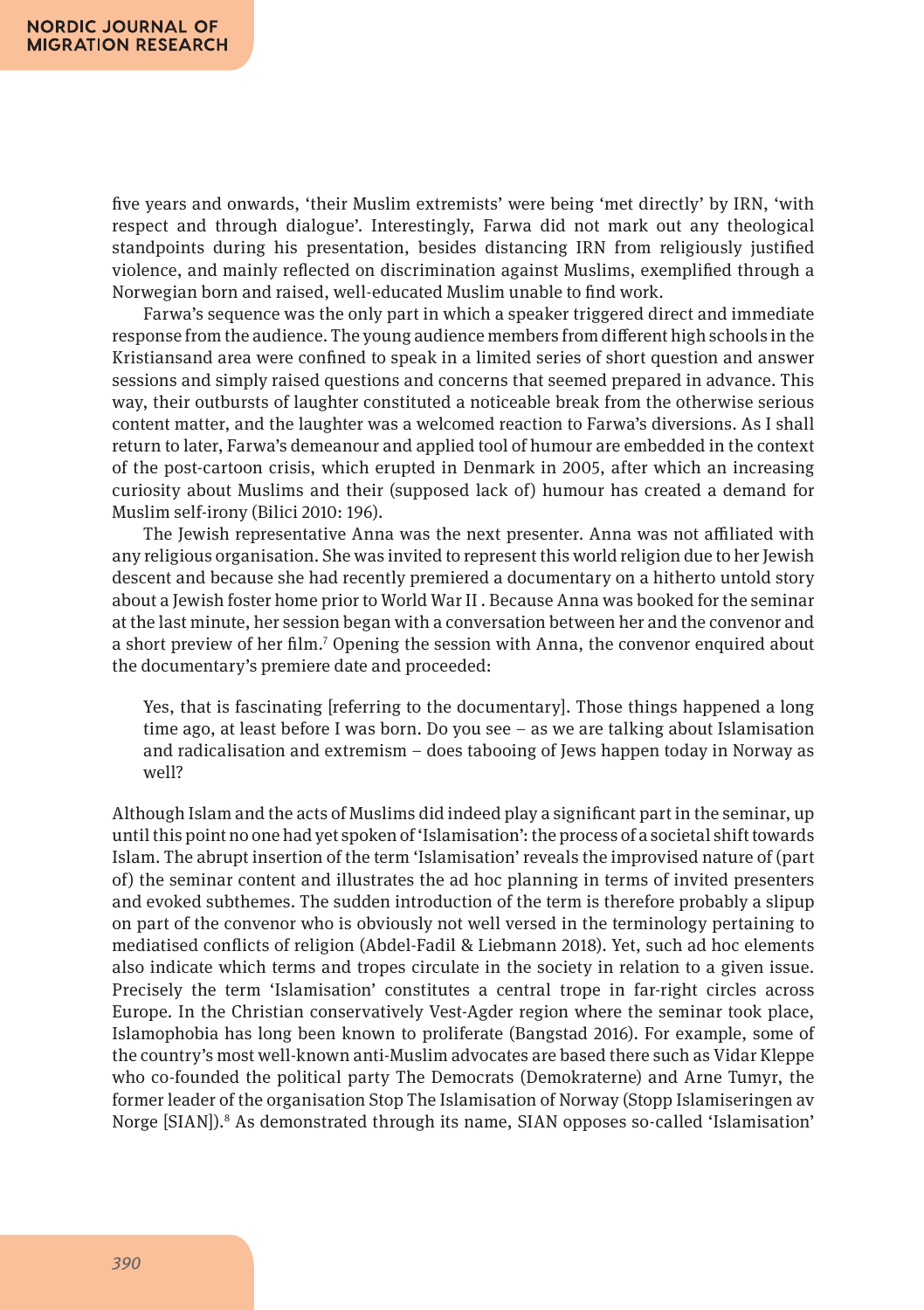five years and onwards, 'their Muslim extremists' were being 'met directly' by IRN, 'with respect and through dialogue'. Interestingly, Farwa did not mark out any theological standpoints during his presentation, besides distancing IRN from religiously justified violence, and mainly reflected on discrimination against Muslims, exemplified through a Norwegian born and raised, well-educated Muslim unable to find work.

Farwa's sequence was the only part in which a speaker triggered direct and immediate response from the audience. The young audience members from different high schools in the Kristiansand area were confined to speak in a limited series of short question and answer sessions and simply raised questions and concerns that seemed prepared in advance. This way, their outbursts of laughter constituted a noticeable break from the otherwise serious content matter, and the laughter was a welcomed reaction to Farwa's diversions. As I shall return to later, Farwa's demeanour and applied tool of humour are embedded in the context of the post-cartoon crisis, which erupted in Denmark in 2005, after which an increasing curiosity about Muslims and their (supposed lack of) humour has created a demand for Muslim self-irony (Bilici 2010: 196).

The Jewish representative Anna was the next presenter. Anna was not affiliated with any religious organisation. She was invited to represent this world religion due to her Jewish descent and because she had recently premiered a documentary on a hitherto untold story about a Jewish foster home prior to World War II . Because Anna was booked for the seminar at the last minute, her session began with a conversation between her and the convenor and a short preview of her film.[7] Opening the session with Anna, the convenor enquired about the documentary's premiere date and proceeded:

> Yes, that is fascinating [referring to the documentary]. Those things happened a long time ago, at least before I was born. Do you see – as we are talking about Islamisation and radicalisation and extremism – does tabooing of Jews happen today in Norway as well?

Although Islam and the acts of Muslims did indeed play a significant part in the seminar, up until this point no one had yet spoken of 'Islamisation': the process of a societal shift towards Islam. The abrupt insertion of the term 'Islamisation' reveals the improvised nature of (part of) the seminar content and illustrates the ad hoc planning in terms of invited presenters and evoked subthemes. The sudden introduction of the term is therefore probably a slipup on part of the convenor who is obviously not well versed in the terminology pertaining to mediatised conflicts of religion (Abdel-Fadil & Liebmann 2018). Yet, such ad hoc elements also indicate which terms and tropes circulate in the society in relation to a given issue. Precisely the term 'Islamisation' constitutes a central trope in far-right circles across Europe. In the Christian conservatively Vest-Agder region where the seminar took place, Islamophobia has long been known to proliferate (Bangstad 2016). For example, some of the country's most well-known anti-Muslim advocates are based there such as Vidar Kleppe who co-founded the political party The Democrats (Demokraterne) and Arne Tumyr, the former leader of the organisation Stop The Islamisation of Norway (Stopp Islamiseringen av Norge [SIAN]).[8] As demonstrated through its name, SIAN opposes so-called 'Islamisation'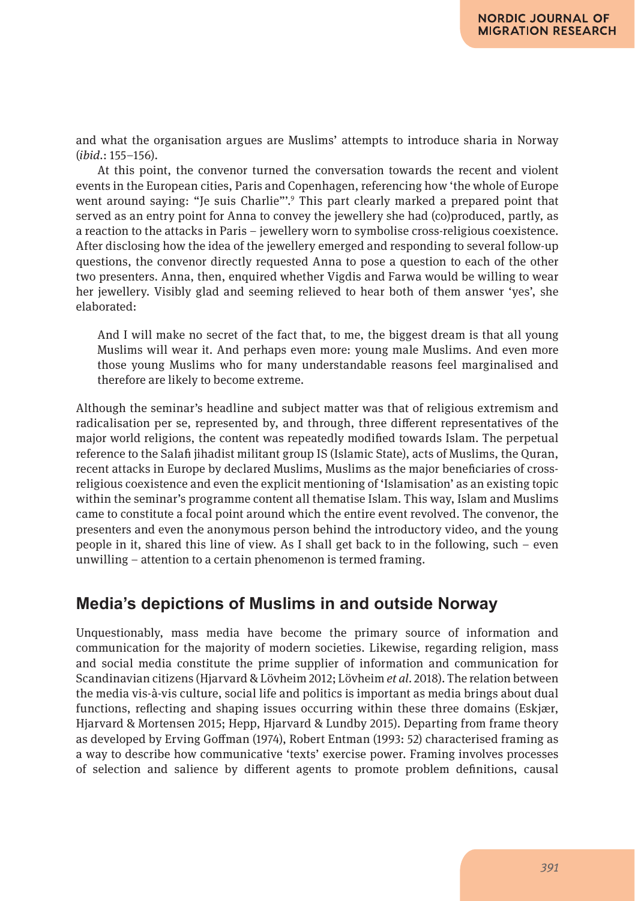and what the organisation argues are Muslims' attempts to introduce sharia in Norway (*ibid*.: 155–156).

At this point, the convenor turned the conversation towards the recent and violent events in the European cities, Paris and Copenhagen, referencing how 'the whole of Europe went around saying: "Je suis Charlie"'.[9] This part clearly marked a prepared point that served as an entry point for Anna to convey the jewellery she had (co)produced, partly, as a reaction to the attacks in Paris – jewellery worn to symbolise cross-religious coexistence. After disclosing how the idea of the jewellery emerged and responding to several follow-up questions, the convenor directly requested Anna to pose a question to each of the other two presenters. Anna, then, enquired whether Vigdis and Farwa would be willing to wear her jewellery. Visibly glad and seeming relieved to hear both of them answer 'yes', she elaborated:

> And I will make no secret of the fact that, to me, the biggest dream is that all young Muslims will wear it. And perhaps even more: young male Muslims. And even more those young Muslims who for many understandable reasons feel marginalised and therefore are likely to become extreme.

Although the seminar's headline and subject matter was that of religious extremism and radicalisation per se, represented by, and through, three different representatives of the major world religions, the content was repeatedly modified towards Islam. The perpetual reference to the Salafi jihadist militant group IS (Islamic State), acts of Muslims, the Quran, recent attacks in Europe by declared Muslims, Muslims as the major beneficiaries of cross-religious coexistence and even the explicit mentioning of 'Islamisation' as an existing topic within the seminar's programme content all thematise Islam. This way, Islam and Muslims came to constitute a focal point around which the entire event revolved. The convenor, the presenters and even the anonymous person behind the introductory video, and the young people in it, shared this line of view. As I shall get back to in the following, such – even unwilling – attention to a certain phenomenon is termed framing.

## Media's depictions of Muslims in and outside Norway

Unquestionably, mass media have become the primary source of information and communication for the majority of modern societies. Likewise, regarding religion, mass and social media constitute the prime supplier of information and communication for Scandinavian citizens (Hjarvard & Lövheim 2012; Lövheim *et al*. 2018). The relation between the media vis-à-vis culture, social life and politics is important as media brings about dual functions, reflecting and shaping issues occurring within these three domains (Eskjær, Hjarvard & Mortensen 2015; Hepp, Hjarvard & Lundby 2015). Departing from frame theory as developed by Erving Goffman (1974), Robert Entman (1993: 52) characterised framing as a way to describe how communicative 'texts' exercise power. Framing involves processes of selection and salience by different agents to promote problem definitions, causal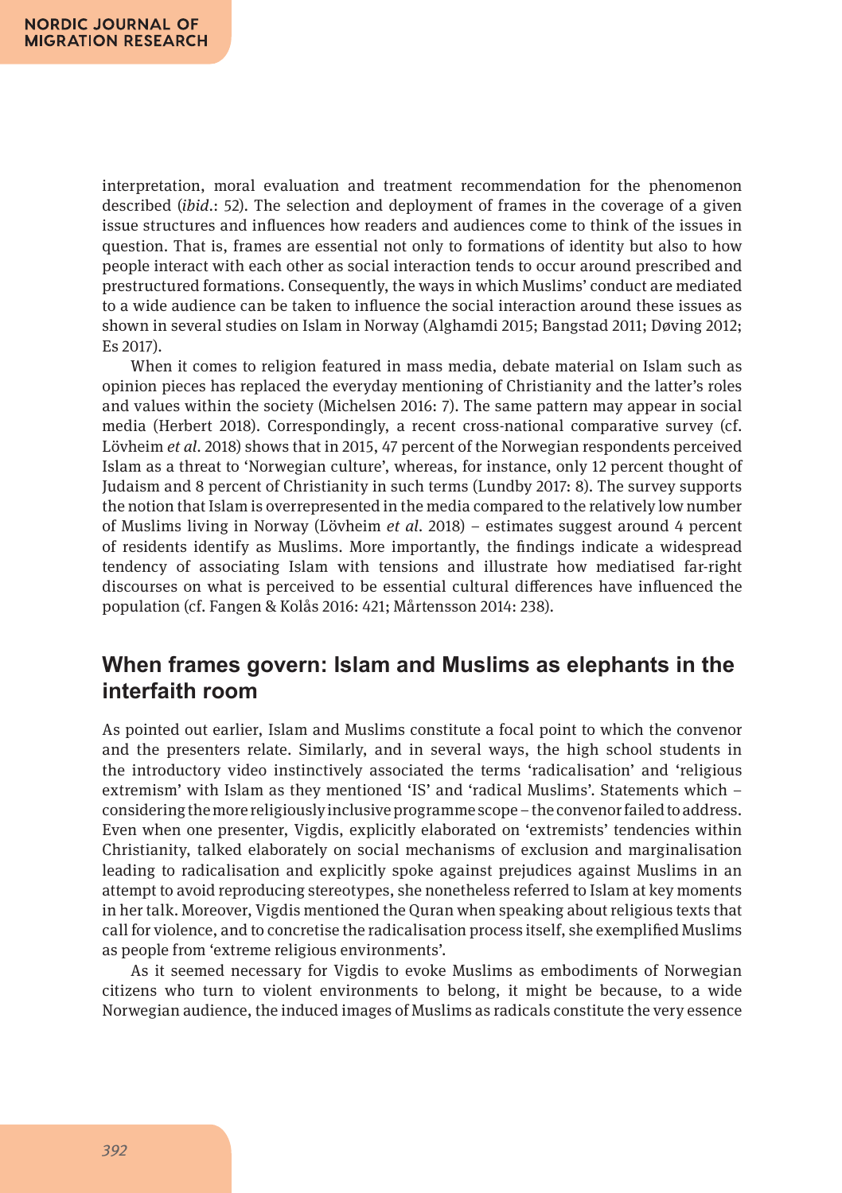interpretation, moral evaluation and treatment recommendation for the phenomenon described (*ibid*.: 52). The selection and deployment of frames in the coverage of a given issue structures and influences how readers and audiences come to think of the issues in question. That is, frames are essential not only to formations of identity but also to how people interact with each other as social interaction tends to occur around prescribed and prestructured formations. Consequently, the ways in which Muslims' conduct are mediated to a wide audience can be taken to influence the social interaction around these issues as shown in several studies on Islam in Norway (Alghamdi 2015; Bangstad 2011; Døving 2012; Es 2017).

When it comes to religion featured in mass media, debate material on Islam such as opinion pieces has replaced the everyday mentioning of Christianity and the latter's roles and values within the society (Michelsen 2016: 7). The same pattern may appear in social media (Herbert 2018). Correspondingly, a recent cross-national comparative survey (cf. Lövheim *et al*. 2018) shows that in 2015, 47 percent of the Norwegian respondents perceived Islam as a threat to 'Norwegian culture', whereas, for instance, only 12 percent thought of Judaism and 8 percent of Christianity in such terms (Lundby 2017: 8). The survey supports the notion that Islam is overrepresented in the media compared to the relatively low number of Muslims living in Norway (Lövheim *et al*. 2018) – estimates suggest around 4 percent of residents identify as Muslims. More importantly, the findings indicate a widespread tendency of associating Islam with tensions and illustrate how mediatised far-right discourses on what is perceived to be essential cultural differences have influenced the population (cf. Fangen & Kolås 2016: 421; Mårtensson 2014: 238).

## When frames govern: Islam and Muslims as elephants in the interfaith room

As pointed out earlier, Islam and Muslims constitute a focal point to which the convenor and the presenters relate. Similarly, and in several ways, the high school students in the introductory video instinctively associated the terms 'radicalisation' and 'religious extremism' with Islam as they mentioned 'IS' and 'radical Muslims'. Statements which – considering the more religiously inclusive programme scope – the convenor failed to address. Even when one presenter, Vigdis, explicitly elaborated on 'extremists' tendencies within Christianity, talked elaborately on social mechanisms of exclusion and marginalisation leading to radicalisation and explicitly spoke against prejudices against Muslims in an attempt to avoid reproducing stereotypes, she nonetheless referred to Islam at key moments in her talk. Moreover, Vigdis mentioned the Quran when speaking about religious texts that call for violence, and to concretise the radicalisation process itself, she exemplified Muslims as people from 'extreme religious environments'.

As it seemed necessary for Vigdis to evoke Muslims as embodiments of Norwegian citizens who turn to violent environments to belong, it might be because, to a wide Norwegian audience, the induced images of Muslims as radicals constitute the very essence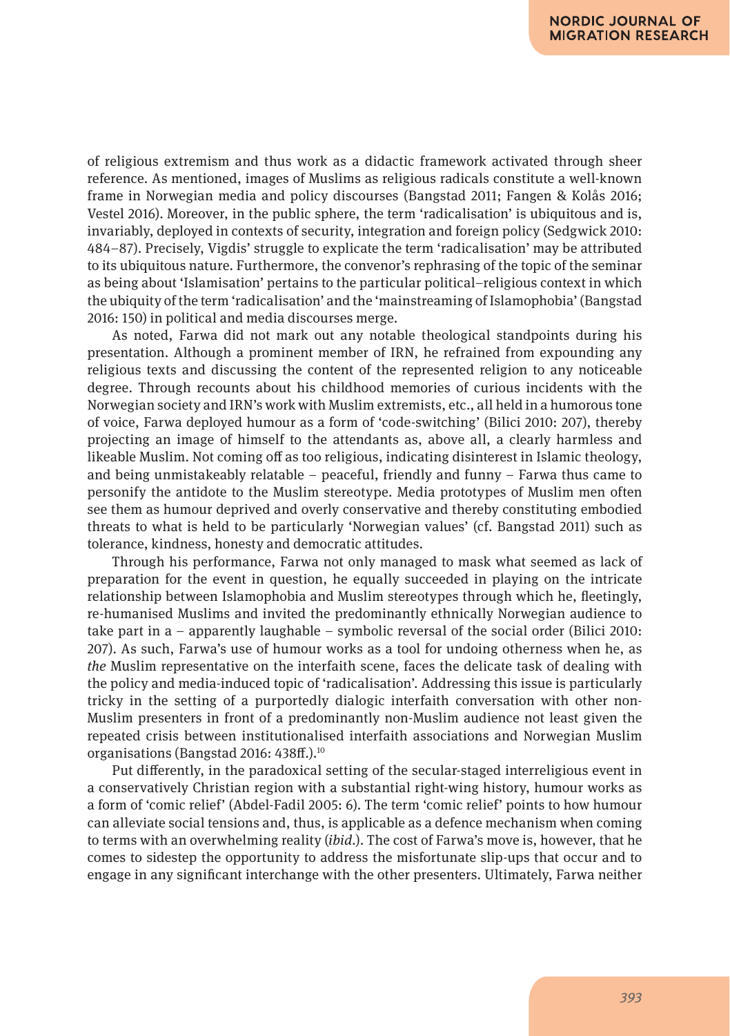of religious extremism and thus work as a didactic framework activated through sheer reference. As mentioned, images of Muslims as religious radicals constitute a well-known frame in Norwegian media and policy discourses (Bangstad 2011; Fangen & Kolås 2016; Vestel 2016). Moreover, in the public sphere, the term 'radicalisation' is ubiquitous and is, invariably, deployed in contexts of security, integration and foreign policy (Sedgwick 2010: 484–87). Precisely, Vigdis' struggle to explicate the term 'radicalisation' may be attributed to its ubiquitous nature. Furthermore, the convenor's rephrasing of the topic of the seminar as being about 'Islamisation' pertains to the particular political–religious context in which the ubiquity of the term 'radicalisation' and the 'mainstreaming of Islamophobia' (Bangstad 2016: 150) in political and media discourses merge.

As noted, Farwa did not mark out any notable theological standpoints during his presentation. Although a prominent member of IRN, he refrained from expounding any religious texts and discussing the content of the represented religion to any noticeable degree. Through recounts about his childhood memories of curious incidents with the Norwegian society and IRN's work with Muslim extremists, etc., all held in a humorous tone of voice, Farwa deployed humour as a form of 'code-switching' (Bilici 2010: 207), thereby projecting an image of himself to the attendants as, above all, a clearly harmless and likeable Muslim. Not coming off as too religious, indicating disinterest in Islamic theology, and being unmistakeably relatable – peaceful, friendly and funny – Farwa thus came to personify the antidote to the Muslim stereotype. Media prototypes of Muslim men often see them as humour deprived and overly conservative and thereby constituting embodied threats to what is held to be particularly 'Norwegian values' (cf. Bangstad 2011) such as tolerance, kindness, honesty and democratic attitudes.

Through his performance, Farwa not only managed to mask what seemed as lack of preparation for the event in question, he equally succeeded in playing on the intricate relationship between Islamophobia and Muslim stereotypes through which he, fleetingly, re-humanised Muslims and invited the predominantly ethnically Norwegian audience to take part in a – apparently laughable – symbolic reversal of the social order (Bilici 2010: 207). As such, Farwa's use of humour works as a tool for undoing otherness when he, as *the* Muslim representative on the interfaith scene, faces the delicate task of dealing with the policy and media-induced topic of 'radicalisation'. Addressing this issue is particularly tricky in the setting of a purportedly dialogic interfaith conversation with other non-Muslim presenters in front of a predominantly non-Muslim audience not least given the repeated crisis between institutionalised interfaith associations and Norwegian Muslim organisations (Bangstad 2016: 438ff.).[10]

Put differently, in the paradoxical setting of the secular-staged interreligious event in a conservatively Christian region with a substantial right-wing history, humour works as a form of 'comic relief' (Abdel-Fadil 2005: 6). The term 'comic relief' points to how humour can alleviate social tensions and, thus, is applicable as a defence mechanism when coming to terms with an overwhelming reality (*ibid.*). The cost of Farwa's move is, however, that he comes to sidestep the opportunity to address the misfortunate slip-ups that occur and to engage in any significant interchange with the other presenters. Ultimately, Farwa neither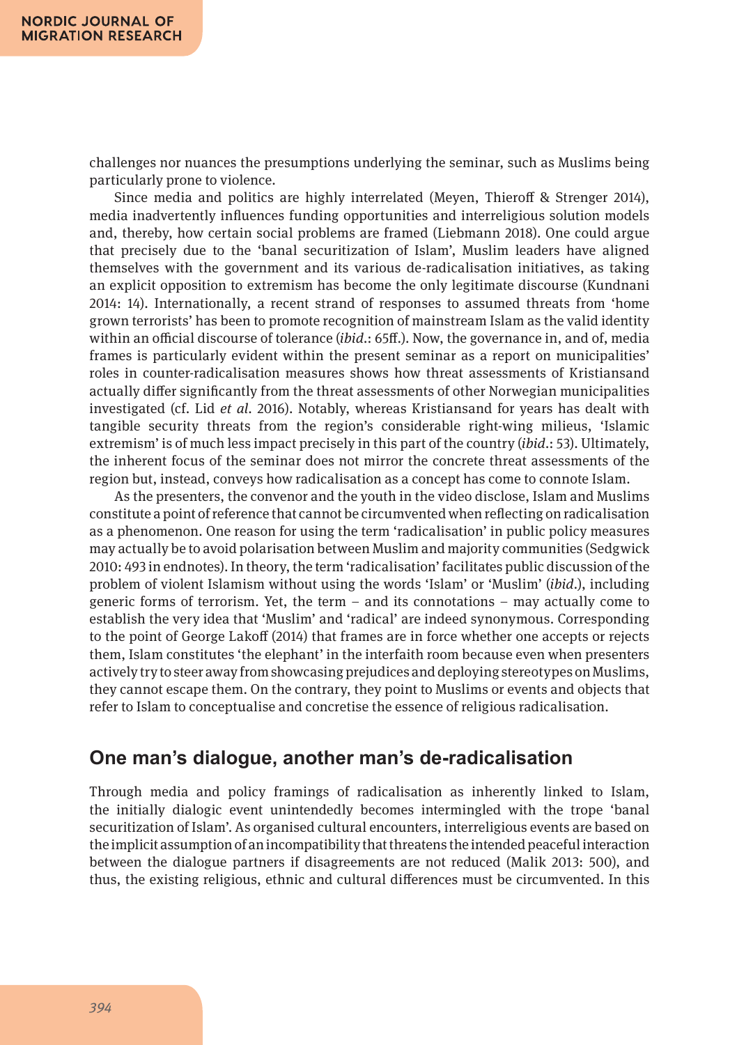challenges nor nuances the presumptions underlying the seminar, such as Muslims being particularly prone to violence.

Since media and politics are highly interrelated (Meyen, Thieroff & Strenger 2014), media inadvertently influences funding opportunities and interreligious solution models and, thereby, how certain social problems are framed (Liebmann 2018). One could argue that precisely due to the 'banal securitization of Islam', Muslim leaders have aligned themselves with the government and its various de-radicalisation initiatives, as taking an explicit opposition to extremism has become the only legitimate discourse (Kundnani 2014: 14). Internationally, a recent strand of responses to assumed threats from 'home grown terrorists' has been to promote recognition of mainstream Islam as the valid identity within an official discourse of tolerance (*ibid*.: 65ff.). Now, the governance in, and of, media frames is particularly evident within the present seminar as a report on municipalities' roles in counter-radicalisation measures shows how threat assessments of Kristiansand actually differ significantly from the threat assessments of other Norwegian municipalities investigated (cf. Lid *et al*. 2016). Notably, whereas Kristiansand for years has dealt with tangible security threats from the region's considerable right-wing milieus, 'Islamic extremism' is of much less impact precisely in this part of the country (*ibid*.: 53). Ultimately, the inherent focus of the seminar does not mirror the concrete threat assessments of the region but, instead, conveys how radicalisation as a concept has come to connote Islam.

As the presenters, the convenor and the youth in the video disclose, Islam and Muslims constitute a point of reference that cannot be circumvented when reflecting on radicalisation as a phenomenon. One reason for using the term 'radicalisation' in public policy measures may actually be to avoid polarisation between Muslim and majority communities (Sedgwick 2010: 493 in endnotes). In theory, the term 'radicalisation' facilitates public discussion of the problem of violent Islamism without using the words 'Islam' or 'Muslim' (*ibid*.), including generic forms of terrorism. Yet, the term – and its connotations – may actually come to establish the very idea that 'Muslim' and 'radical' are indeed synonymous. Corresponding to the point of George Lakoff (2014) that frames are in force whether one accepts or rejects them, Islam constitutes 'the elephant' in the interfaith room because even when presenters actively try to steer away from showcasing prejudices and deploying stereotypes on Muslims, they cannot escape them. On the contrary, they point to Muslims or events and objects that refer to Islam to conceptualise and concretise the essence of religious radicalisation.

## One man's dialogue, another man's de-radicalisation

Through media and policy framings of radicalisation as inherently linked to Islam, the initially dialogic event unintendedly becomes intermingled with the trope 'banal securitization of Islam'. As organised cultural encounters, interreligious events are based on the implicit assumption of an incompatibility that threatens the intended peaceful interaction between the dialogue partners if disagreements are not reduced (Malik 2013: 500), and thus, the existing religious, ethnic and cultural differences must be circumvented. In this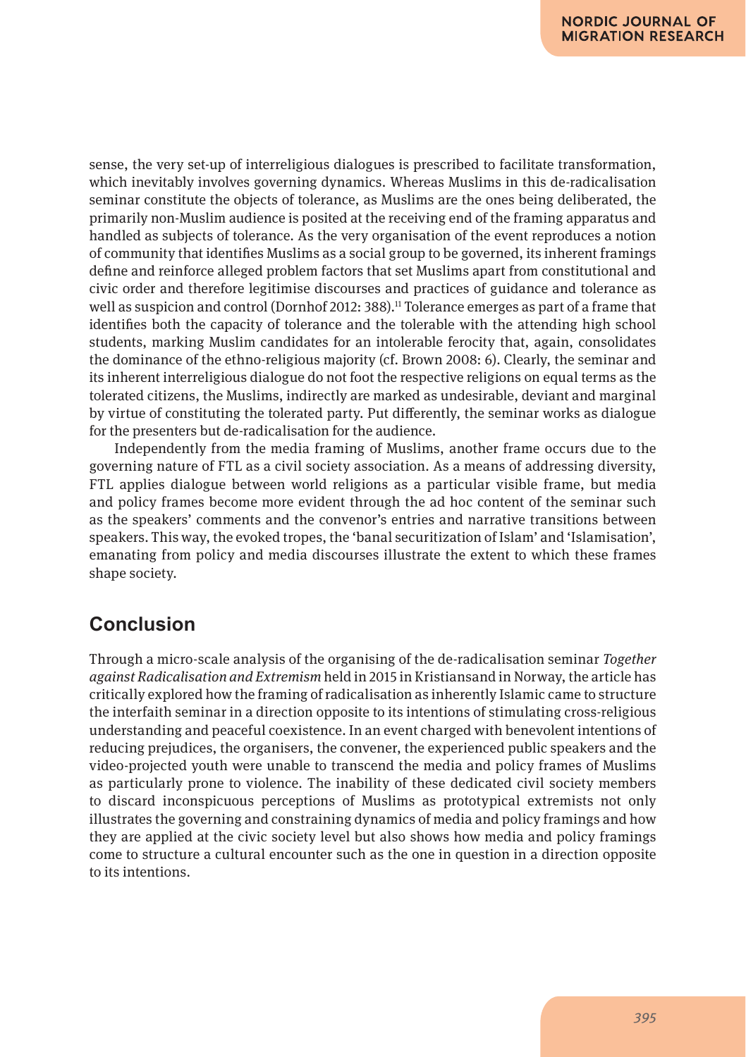sense, the very set-up of interreligious dialogues is prescribed to facilitate transformation, which inevitably involves governing dynamics. Whereas Muslims in this de-radicalisation seminar constitute the objects of tolerance, as Muslims are the ones being deliberated, the primarily non-Muslim audience is posited at the receiving end of the framing apparatus and handled as subjects of tolerance. As the very organisation of the event reproduces a notion of community that identifies Muslims as a social group to be governed, its inherent framings define and reinforce alleged problem factors that set Muslims apart from constitutional and civic order and therefore legitimise discourses and practices of guidance and tolerance as well as suspicion and control (Dornhof 2012: 388).[11] Tolerance emerges as part of a frame that identifies both the capacity of tolerance and the tolerable with the attending high school students, marking Muslim candidates for an intolerable ferocity that, again, consolidates the dominance of the ethno-religious majority (cf. Brown 2008: 6). Clearly, the seminar and its inherent interreligious dialogue do not foot the respective religions on equal terms as the tolerated citizens, the Muslims, indirectly are marked as undesirable, deviant and marginal by virtue of constituting the tolerated party. Put differently, the seminar works as dialogue for the presenters but de-radicalisation for the audience.

Independently from the media framing of Muslims, another frame occurs due to the governing nature of FTL as a civil society association. As a means of addressing diversity, FTL applies dialogue between world religions as a particular visible frame, but media and policy frames become more evident through the ad hoc content of the seminar such as the speakers' comments and the convenor's entries and narrative transitions between speakers. This way, the evoked tropes, the 'banal securitization of Islam' and 'Islamisation', emanating from policy and media discourses illustrate the extent to which these frames shape society.

## Conclusion

Through a micro-scale analysis of the organising of the de-radicalisation seminar *Together against Radicalisation and Extremism* held in 2015 in Kristiansand in Norway, the article has critically explored how the framing of radicalisation as inherently Islamic came to structure the interfaith seminar in a direction opposite to its intentions of stimulating cross-religious understanding and peaceful coexistence. In an event charged with benevolent intentions of reducing prejudices, the organisers, the convener, the experienced public speakers and the video-projected youth were unable to transcend the media and policy frames of Muslims as particularly prone to violence. The inability of these dedicated civil society members to discard inconspicuous perceptions of Muslims as prototypical extremists not only illustrates the governing and constraining dynamics of media and policy framings and how they are applied at the civic society level but also shows how media and policy framings come to structure a cultural encounter such as the one in question in a direction opposite to its intentions.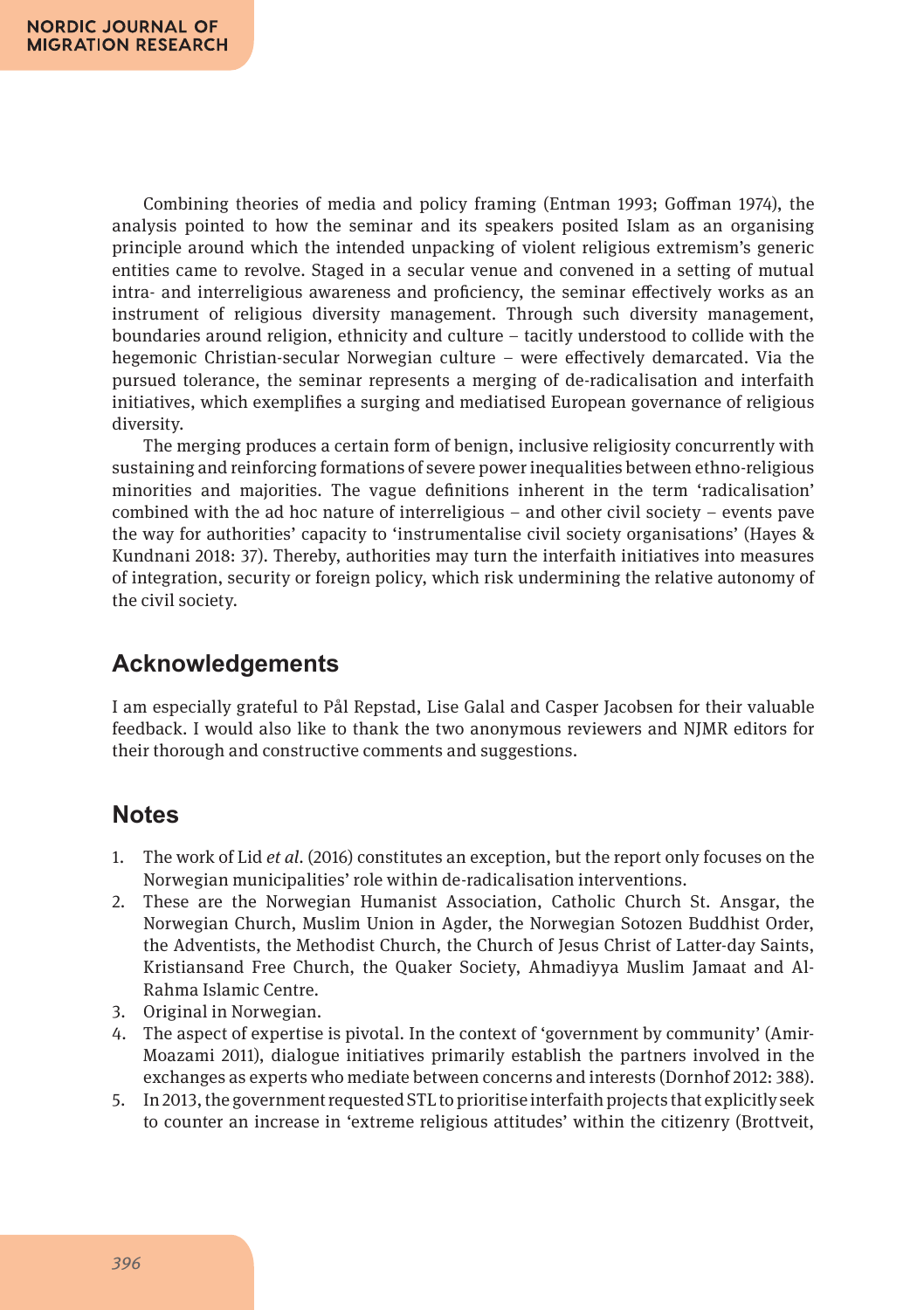Combining theories of media and policy framing (Entman 1993; Goffman 1974), the analysis pointed to how the seminar and its speakers posited Islam as an organising principle around which the intended unpacking of violent religious extremism's generic entities came to revolve. Staged in a secular venue and convened in a setting of mutual intra- and interreligious awareness and proficiency, the seminar effectively works as an instrument of religious diversity management. Through such diversity management, boundaries around religion, ethnicity and culture – tacitly understood to collide with the hegemonic Christian-secular Norwegian culture – were effectively demarcated. Via the pursued tolerance, the seminar represents a merging of de-radicalisation and interfaith initiatives, which exemplifies a surging and mediatised European governance of religious diversity.

The merging produces a certain form of benign, inclusive religiosity concurrently with sustaining and reinforcing formations of severe power inequalities between ethno-religious minorities and majorities. The vague definitions inherent in the term 'radicalisation' combined with the ad hoc nature of interreligious – and other civil society – events pave the way for authorities' capacity to 'instrumentalise civil society organisations' (Hayes & Kundnani 2018: 37). Thereby, authorities may turn the interfaith initiatives into measures of integration, security or foreign policy, which risk undermining the relative autonomy of the civil society.

## Acknowledgements

I am especially grateful to Pål Repstad, Lise Galal and Casper Jacobsen for their valuable feedback. I would also like to thank the two anonymous reviewers and NJMR editors for their thorough and constructive comments and suggestions.

## Notes

1. The work of Lid *et al*. (2016) constitutes an exception, but the report only focuses on the Norwegian municipalities' role within de-radicalisation interventions.
2. These are the Norwegian Humanist Association, Catholic Church St. Ansgar, the Norwegian Church, Muslim Union in Agder, the Norwegian Sotozen Buddhist Order, the Adventists, the Methodist Church, the Church of Jesus Christ of Latter-day Saints, Kristiansand Free Church, the Quaker Society, Ahmadiyya Muslim Jamaat and Al-Rahma Islamic Centre.
3. Original in Norwegian.
4. The aspect of expertise is pivotal. In the context of 'government by community' (Amir-Moazami 2011), dialogue initiatives primarily establish the partners involved in the exchanges as experts who mediate between concerns and interests (Dornhof 2012: 388).
5. In 2013, the government requested STL to prioritise interfaith projects that explicitly seek to counter an increase in 'extreme religious attitudes' within the citizenry (Brottveit,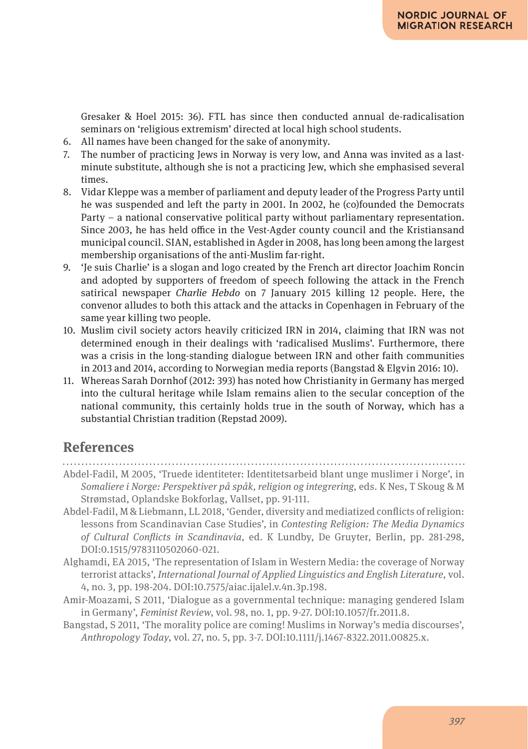Gresaker & Hoel 2015: 36). FTL has since then conducted annual de-radicalisation seminars on 'religious extremism' directed at local high school students.

6. All names have been changed for the sake of anonymity.
7. The number of practicing Jews in Norway is very low, and Anna was invited as a last-minute substitute, although she is not a practicing Jew, which she emphasised several times.
8. Vidar Kleppe was a member of parliament and deputy leader of the Progress Party until he was suspended and left the party in 2001. In 2002, he (co)founded the Democrats Party – a national conservative political party without parliamentary representation. Since 2003, he has held office in the Vest-Agder county council and the Kristiansand municipal council. SIAN, established in Agder in 2008, has long been among the largest membership organisations of the anti-Muslim far-right.
9. 'Je suis Charlie' is a slogan and logo created by the French art director Joachim Roncin and adopted by supporters of freedom of speech following the attack in the French satirical newspaper *Charlie Hebdo* on 7 January 2015 killing 12 people. Here, the convenor alludes to both this attack and the attacks in Copenhagen in February of the same year killing two people.
10. Muslim civil society actors heavily criticized IRN in 2014, claiming that IRN was not determined enough in their dealings with 'radicalised Muslims'. Furthermore, there was a crisis in the long-standing dialogue between IRN and other faith communities in 2013 and 2014, according to Norwegian media reports (Bangstad & Elgvin 2016: 10).
11. Whereas Sarah Dornhof (2012: 393) has noted how Christianity in Germany has merged into the cultural heritage while Islam remains alien to the secular conception of the national community, this certainly holds true in the south of Norway, which has a substantial Christian tradition (Repstad 2009).

## References

Abdel-Fadil, M 2005, 'Truede identiteter: Identitetsarbeid blant unge muslimer i Norge', in *Somaliere i Norge: Perspektiver på språk, religion og integrering*, eds. K Nes, T Skoug & M Strømstad, Oplandske Bokforlag, Vallset, pp. 91-111.

Abdel-Fadil, M & Liebmann, LL 2018, 'Gender, diversity and mediatized conflicts of religion: lessons from Scandinavian Case Studies', in *Contesting Religion: The Media Dynamics of Cultural Conflicts in Scandinavia*, ed. K Lundby, De Gruyter, Berlin, pp. 281-298, DOI:0.1515/9783110502060-021.

Alghamdi, EA 2015, 'The representation of Islam in Western Media: the coverage of Norway terrorist attacks', *International Journal of Applied Linguistics and English Literature*, vol. 4, no. 3, pp. 198-204. DOI:10.7575/aiac.ijalel.v.4n.3p.198.

Amir-Moazami, S 2011, 'Dialogue as a governmental technique: managing gendered Islam in Germany', *Feminist Review*, vol. 98, no. 1, pp. 9-27. DOI:10.1057/fr.2011.8.

Bangstad, S 2011, 'The morality police are coming! Muslims in Norway's media discourses', *Anthropology Today*, vol. 27, no. 5, pp. 3-7. DOI:10.1111/j.1467-8322.2011.00825.x.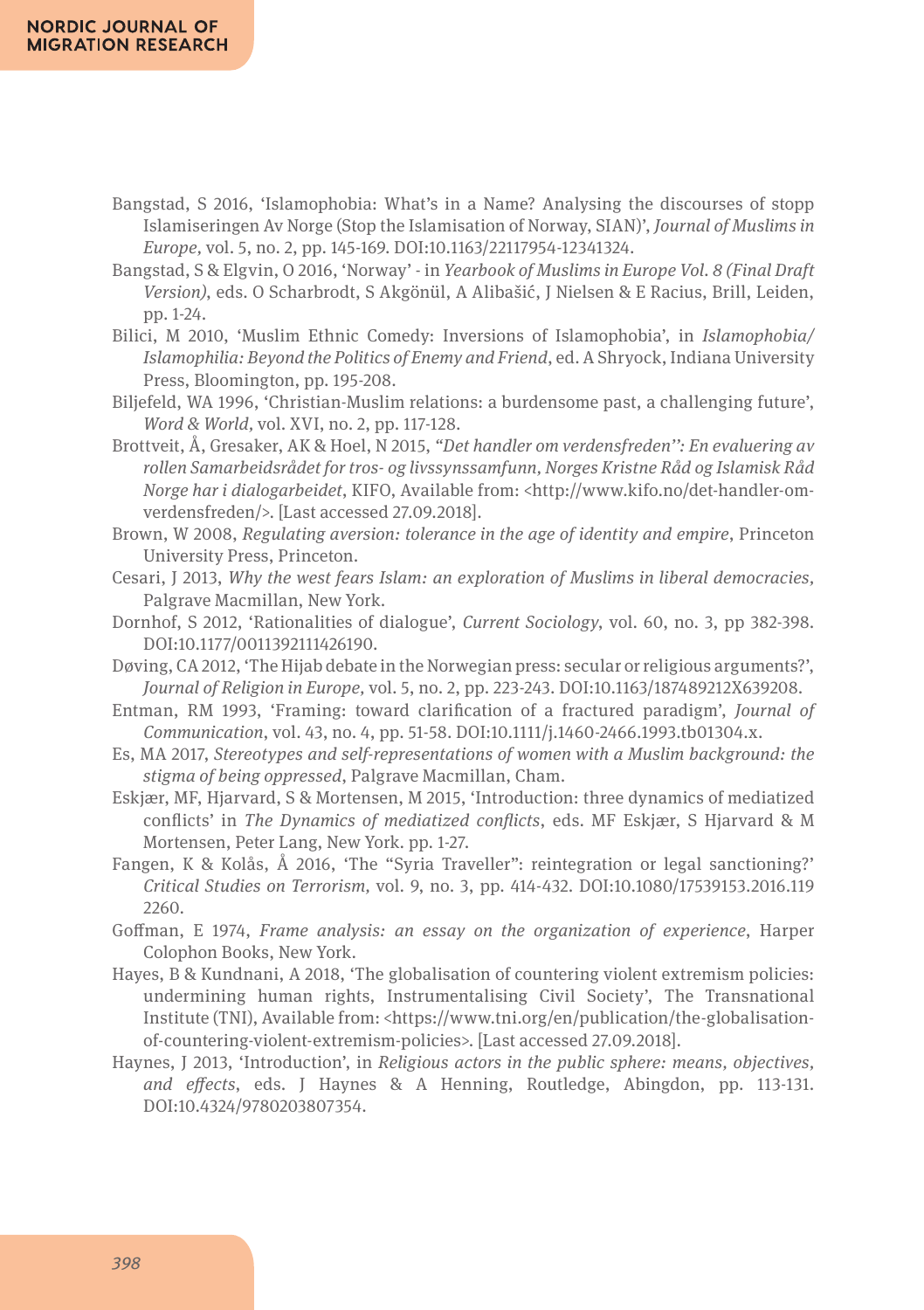Bangstad, S 2016, 'Islamophobia: What's in a Name? Analysing the discourses of stopp Islamiseringen Av Norge (Stop the Islamisation of Norway, SIAN)', *Journal of Muslims in Europe,* vol. 5, no. 2, pp. 145-169. DOI:10.1163/22117954-12341324.

Bangstad, S & Elgvin, O 2016, 'Norway' - in *Yearbook of Muslims in Europe Vol. 8 (Final Draft Version)*, eds. O Scharbrodt, S Akgönül, A Alibašić, J Nielsen & E Racius, Brill, Leiden, pp. 1-24.

Bilici, M 2010, 'Muslim Ethnic Comedy: Inversions of Islamophobia', in *Islamophobia/ Islamophilia: Beyond the Politics of Enemy and Friend*, ed. A Shryock, Indiana University Press, Bloomington, pp. 195-208.

Biljefeld, WA 1996, 'Christian-Muslim relations: a burdensome past, a challenging future', *Word & World,* vol. XVI, no. 2, pp. 117-128.

Brottveit, Å, Gresaker, AK & Hoel, N 2015, *"Det handler om verdensfreden": En evaluering av rollen Samarbeidsrådet for tros- og livssynssamfunn, Norges Kristne Råd og Islamisk Råd Norge har i dialogarbeidet*, KIFO, Available from: <http://www.kifo.no/det-handler-om-verdensfreden/>. [Last accessed 27.09.2018].

Brown, W 2008, *Regulating aversion: tolerance in the age of identity and empire*, Princeton University Press, Princeton.

Cesari, J 2013, *Why the west fears Islam: an exploration of Muslims in liberal democracies*, Palgrave Macmillan, New York.

Dornhof, S 2012, 'Rationalities of dialogue', *Current Sociology*, vol. 60, no. 3, pp 382-398. DOI:10.1177/0011392111426190.

Døving, CA 2012, 'The Hijab debate in the Norwegian press: secular or religious arguments?', *Journal of Religion in Europe,* vol. 5, no. 2, pp. 223-243. DOI:10.1163/187489212X639208.

Entman, RM 1993, 'Framing: toward clarification of a fractured paradigm', *Journal of Communication*, vol. 43, no. 4, pp. 51-58. DOI:10.1111/j.1460-2466.1993.tb01304.x.

Es, MA 2017, *Stereotypes and self-representations of women with a Muslim background: the stigma of being oppressed*, Palgrave Macmillan, Cham.

Eskjær, MF, Hjarvard, S & Mortensen, M 2015, 'Introduction: three dynamics of mediatized conflicts' in *The Dynamics of mediatized conflicts*, eds. MF Eskjær, S Hjarvard & M Mortensen, Peter Lang, New York. pp. 1-27.

Fangen, K & Kolås, Å 2016, 'The "Syria Traveller": reintegration or legal sanctioning?' *Critical Studies on Terrorism,* vol. 9, no. 3, pp. 414-432. DOI:10.1080/17539153.2016.1192260.

Goffman, E 1974, *Frame analysis: an essay on the organization of experience*, Harper Colophon Books, New York.

Hayes, B & Kundnani, A 2018, 'The globalisation of countering violent extremism policies: undermining human rights, Instrumentalising Civil Society', The Transnational Institute (TNI), Available from: <https://www.tni.org/en/publication/the-globalisation-of-countering-violent-extremism-policies>. [Last accessed 27.09.2018].

Haynes, J 2013, 'Introduction', in *Religious actors in the public sphere: means, objectives, and effects*, eds. J Haynes & A Henning, Routledge, Abingdon, pp. 113-131. DOI:10.4324/9780203807354.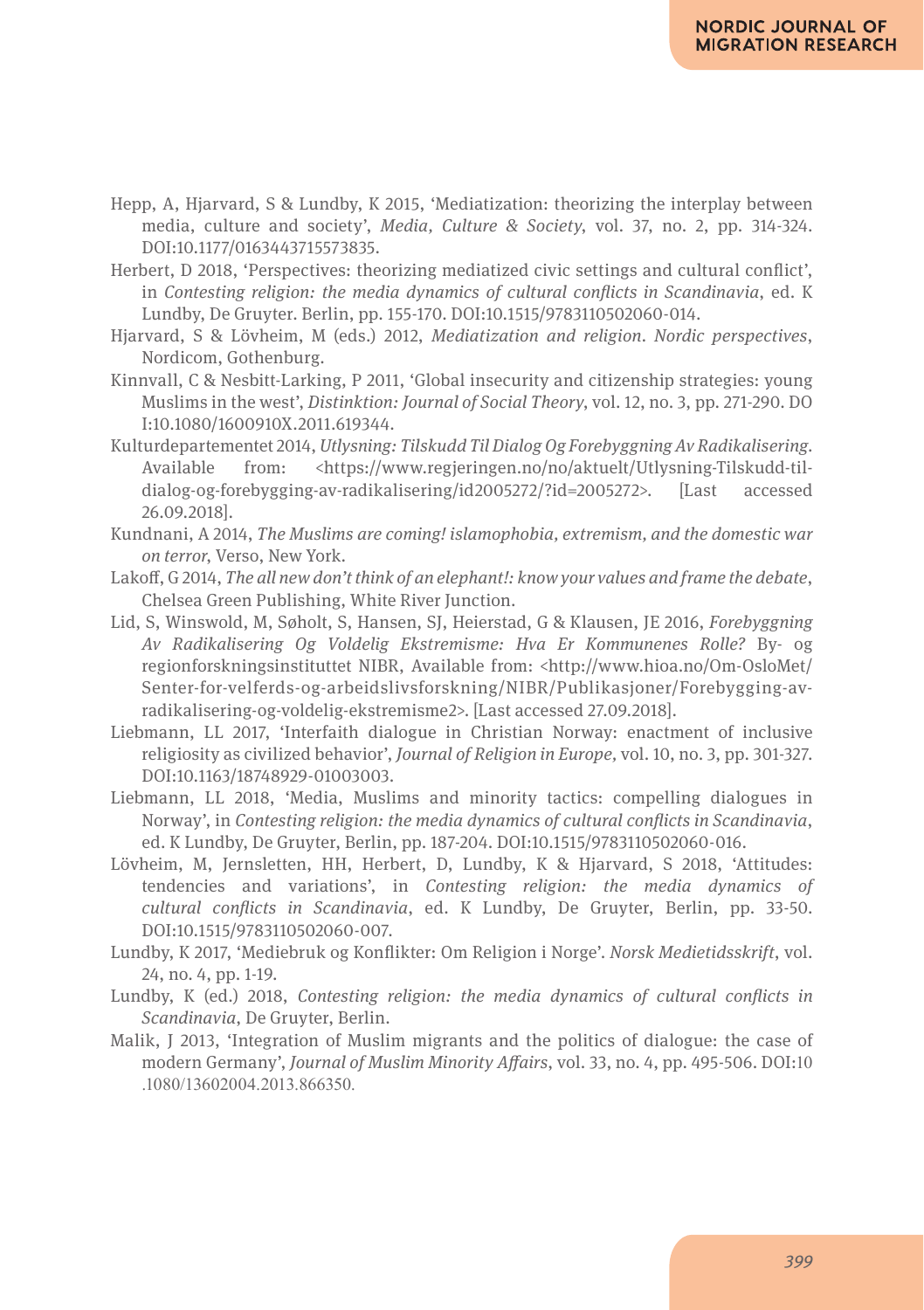Hepp, A, Hjarvard, S & Lundby, K 2015, 'Mediatization: theorizing the interplay between media, culture and society', *Media, Culture & Society*, vol. 37, no. 2, pp. 314-324. DOI:10.1177/0163443715573835.

Herbert, D 2018, 'Perspectives: theorizing mediatized civic settings and cultural conflict', in *Contesting religion: the media dynamics of cultural conflicts in Scandinavia*, ed. K Lundby, De Gruyter. Berlin, pp. 155-170. DOI:10.1515/9783110502060-014.

Hjarvard, S & Lövheim, M (eds.) 2012, *Mediatization and religion. Nordic perspectives*, Nordicom, Gothenburg.

Kinnvall, C & Nesbitt-Larking, P 2011, 'Global insecurity and citizenship strategies: young Muslims in the west', *Distinktion: Journal of Social Theory*, vol. 12, no. 3, pp. 271-290. DOI:10.1080/1600910X.2011.619344.

Kulturdepartementet 2014, *Utlysning: Tilskudd Til Dialog Og Forebyggning Av Radikalisering*. Available from: <https://www.regjeringen.no/no/aktuelt/Utlysning-Tilskudd-til-dialog-og-forebygging-av-radikalisering/id2005272/?id=2005272>. [Last accessed 26.09.2018].

Kundnani, A 2014, *The Muslims are coming! islamophobia, extremism, and the domestic war on terror*, Verso, New York.

Lakoff, G 2014, *The all new don't think of an elephant!: know your values and frame the debate*, Chelsea Green Publishing, White River Junction.

Lid, S, Winswold, M, Søholt, S, Hansen, SJ, Heierstad, G & Klausen, JE 2016, *Forebyggning Av Radikalisering Og Voldelig Ekstremisme: Hva Er Kommunenes Rolle?* By- og regionforskningsinstituttet NIBR, Available from: <http://www.hioa.no/Om-OsloMet/Senter-for-velferds-og-arbeidslivsforskning/NIBR/Publikasjoner/Forebygging-av-radikalisering-og-voldelig-ekstremisme2>. [Last accessed 27.09.2018].

Liebmann, LL 2017, 'Interfaith dialogue in Christian Norway: enactment of inclusive religiosity as civilized behavior', *Journal of Religion in Europe,* vol. 10, no. 3, pp. 301-327. DOI:10.1163/18748929-01003003.

Liebmann, LL 2018, 'Media, Muslims and minority tactics: compelling dialogues in Norway', in *Contesting religion: the media dynamics of cultural conflicts in Scandinavia*, ed. K Lundby, De Gruyter, Berlin, pp. 187-204. DOI:10.1515/9783110502060-016.

Lövheim, M, Jernsletten, HH, Herbert, D, Lundby, K & Hjarvard, S 2018, 'Attitudes: tendencies and variations', in *Contesting religion: the media dynamics of cultural conflicts in Scandinavia*, ed. K Lundby, De Gruyter, Berlin, pp. 33-50. DOI:10.1515/9783110502060-007.

Lundby, K 2017, 'Mediebruk og Konflikter: Om Religion i Norge'. *Norsk Medietidsskrift*, vol. 24, no. 4, pp. 1-19.

Lundby, K (ed.) 2018, *Contesting religion: the media dynamics of cultural conflicts in Scandinavia*, De Gruyter, Berlin.

Malik, J 2013, 'Integration of Muslim migrants and the politics of dialogue: the case of modern Germany', *Journal of Muslim Minority Affairs*, vol. 33, no. 4, pp. 495-506. DOI:10.1080/13602004.2013.866350.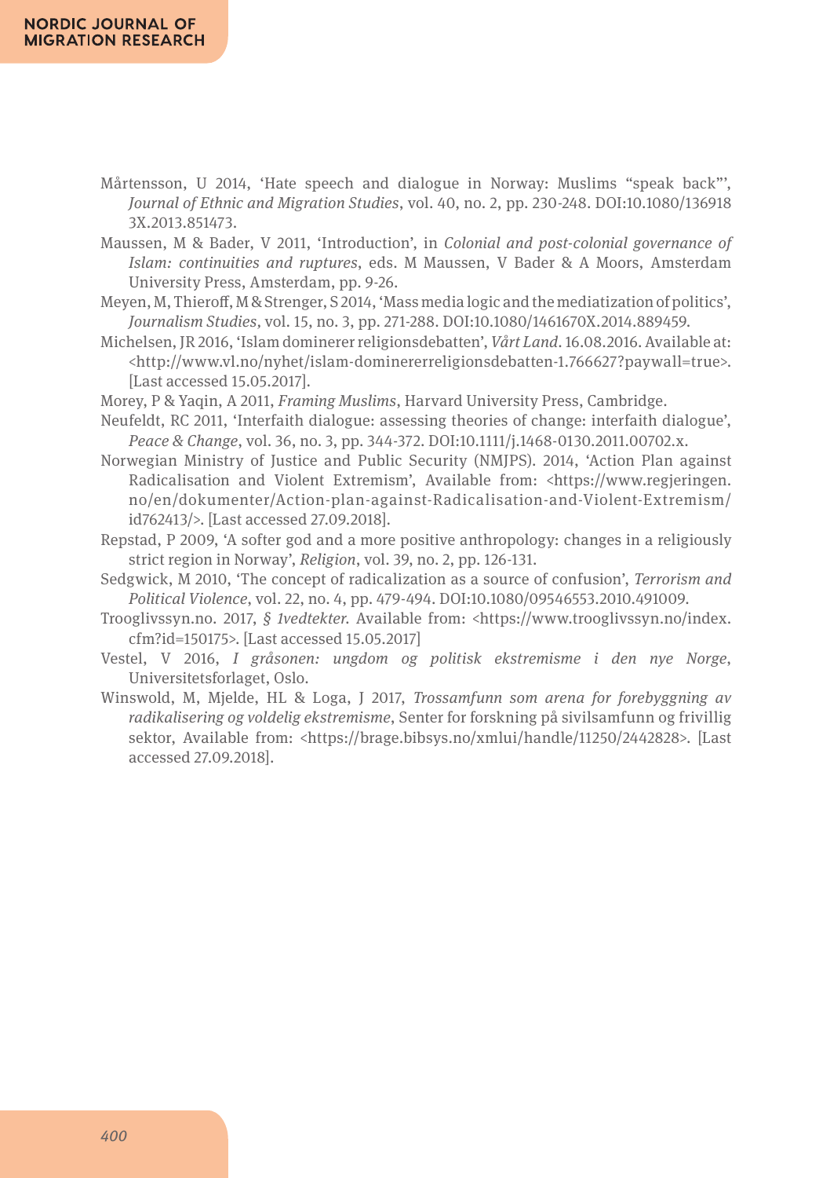Mårtensson, U 2014, 'Hate speech and dialogue in Norway: Muslims "speak back"', *Journal of Ethnic and Migration Studies*, vol. 40, no. 2, pp. 230-248. DOI:10.1080/1369183X.2013.851473.

Maussen, M & Bader, V 2011, 'Introduction', in *Colonial and post-colonial governance of Islam: continuities and ruptures*, eds. M Maussen, V Bader & A Moors, Amsterdam University Press, Amsterdam, pp. 9-26.

Meyen, M, Thieroff, M & Strenger, S 2014, 'Mass media logic and the mediatization of politics', *Journalism Studies*, vol. 15, no. 3, pp. 271-288. DOI:10.1080/1461670X.2014.889459.

Michelsen, JR 2016, 'Islam dominerer religionsdebatten', *Vårt Land*. 16.08.2016. Available at: <http://www.vl.no/nyhet/islam-domininererreligionsdebatten-1.766627?paywall=true>. [Last accessed 15.05.2017].

Morey, P & Yaqin, A 2011, *Framing Muslims*, Harvard University Press, Cambridge.

Neufeldt, RC 2011, 'Interfaith dialogue: assessing theories of change: interfaith dialogue', *Peace & Change*, vol. 36, no. 3, pp. 344-372. DOI:10.1111/j.1468-0130.2011.00702.x.

Norwegian Ministry of Justice and Public Security (NMJPS). 2014, 'Action Plan against Radicalisation and Violent Extremism', Available from: <https://www.regjeringen.no/en/dokumenter/Action-plan-against-Radicalisation-and-Violent-Extremism/id762413/>. [Last accessed 27.09.2018].

Repstad, P 2009, 'A softer god and a more positive anthropology: changes in a religiously strict region in Norway', *Religion*, vol. 39, no. 2, pp. 126-131.

Sedgwick, M 2010, 'The concept of radicalization as a source of confusion', *Terrorism and Political Violence*, vol. 22, no. 4, pp. 479-494. DOI:10.1080/09546553.2010.491009.

Trooglivssyn.no. 2017, *§ 1vedtekter*. Available from: <https://www.trooglivssyn.no/index.cfm?id=150175>. [Last accessed 15.05.2017]

Vestel, V 2016, *I gråsonen: ungdom og politisk ekstremisme i den nye Norge*, Universitetsforlaget, Oslo.

Winswold, M, Mjelde, HL & Loga, J 2017, *Trossamfunn som arena for forebyggning av radikalisering og voldelig ekstremisme*, Senter for forskning på sivilsamfunn og frivillig sektor, Available from: <https://brage.bibsys.no/xmlui/handle/11250/2442828>. [Last accessed 27.09.2018].